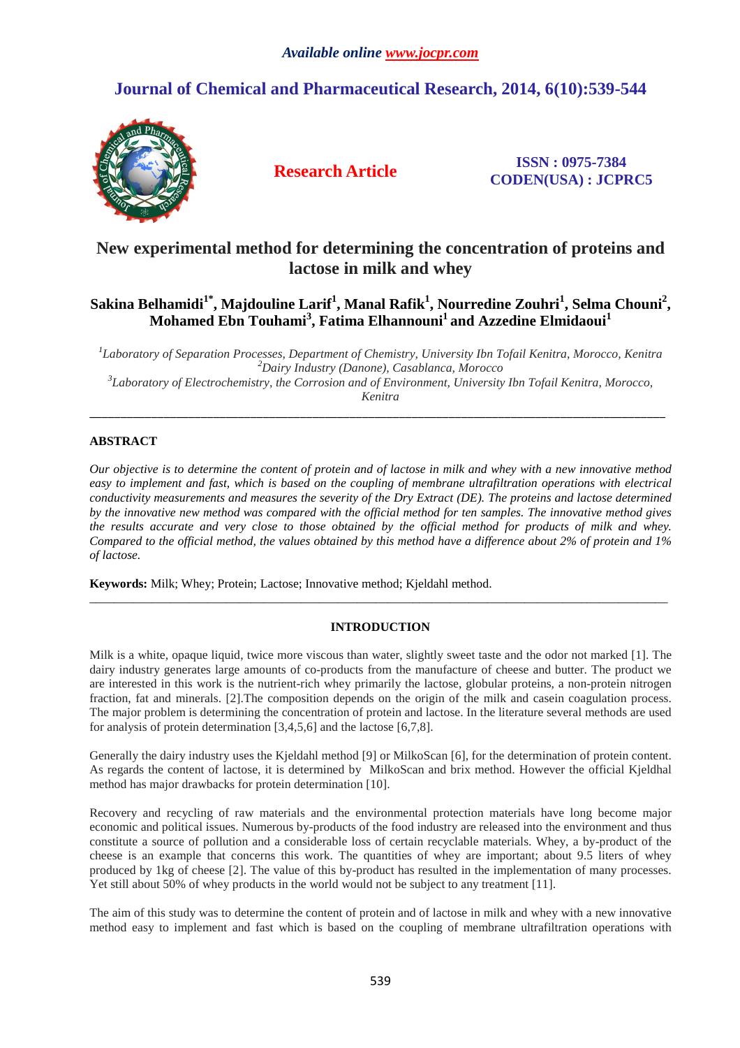# New experimental method for determining the concentration of proteins and lactose in milk and whey

**Sakina Belhamidi[1*], Majdouline Larif[1], Manal Rafik[1], Nourredine Zouhri[1], Selma Chouni[2], Mohamed Ebn Touhami[3], Fatima Elhannouni[1] and Azzedine Elmidaoui[1]**

*[1]Laboratory of Separation Processes, Department of Chemistry, University Ibn Tofail Kenitra, Morocco, Kenitra*
*[2]Dairy Industry (Danone), Casablanca, Morocco*
*[3]Laboratory of Electrochemistry, the Corrosion and of Environment, University Ibn Tofail Kenitra, Morocco, Kenitra*

---

## ABSTRACT

*Our objective is to determine the content of protein and of lactose in milk and whey with a new innovative method easy to implement and fast, which is based on the coupling of membrane ultrafiltration operations with electrical conductivity measurements and measures the severity of the Dry Extract (DE). The proteins and lactose determined by the innovative new method was compared with the official method for ten samples. The innovative method gives the results accurate and very close to those obtained by the official method for products of milk and whey. Compared to the official method, the values obtained by this method have a difference about 2% of protein and 1% of lactose.*

**Keywords:** Milk; Whey; Protein; Lactose; Innovative method; Kjeldahl method.

---

## INTRODUCTION

Milk is a white, opaque liquid, twice more viscous than water, slightly sweet taste and the odor not marked [1]. The dairy industry generates large amounts of co-products from the manufacture of cheese and butter. The product we are interested in this work is the nutrient-rich whey primarily the lactose, globular proteins, a non-protein nitrogen fraction, fat and minerals. [2].The composition depends on the origin of the milk and casein coagulation process. The major problem is determining the concentration of protein and lactose. In the literature several methods are used for analysis of protein determination [3,4,5,6] and the lactose [6,7,8].

Generally the dairy industry uses the Kjeldahl method [9] or MilkoScan [6], for the determination of protein content. As regards the content of lactose, it is determined by MilkoScan and brix method. However the official Kjeldhal method has major drawbacks for protein determination [10].

Recovery and recycling of raw materials and the environmental protection materials have long become major economic and political issues. Numerous by-products of the food industry are released into the environment and thus constitute a source of pollution and a considerable loss of certain recyclable materials. Whey, a by-product of the cheese is an example that concerns this work. The quantities of whey are important; about 9.5 liters of whey produced by 1kg of cheese [2]. The value of this by-product has resulted in the implementation of many processes. Yet still about 50% of whey products in the world would not be subject to any treatment [11].

The aim of this study was to determine the content of protein and of lactose in milk and whey with a new innovative method easy to implement and fast which is based on the coupling of membrane ultrafiltration operations with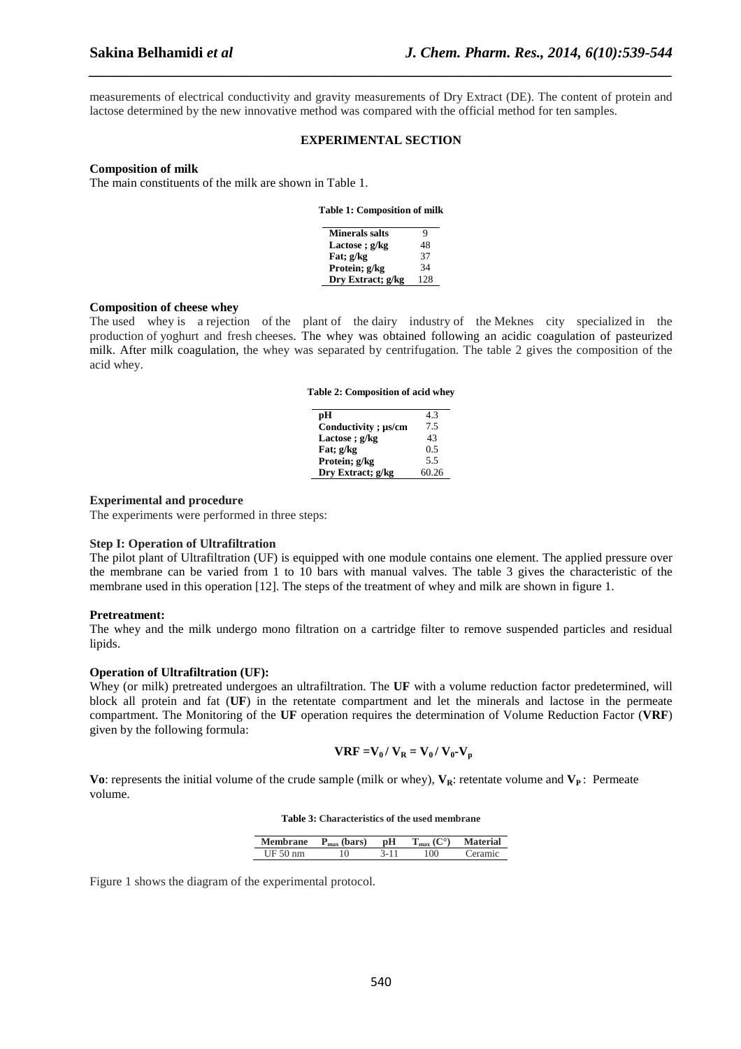measurements of electrical conductivity and gravity measurements of Dry Extract (DE). The content of protein and lactose determined by the new innovative method was compared with the official method for ten samples.

## EXPERIMENTAL SECTION

### Composition of milk

The main constituents of the milk are shown in Table 1.

**Table 1: Composition of milk**

| | |
|---|---|
| **Minerals salts** | 9 |
| **Lactose ; g/kg** | 48 |
| **Fat; g/kg** | 37 |
| **Protein; g/kg** | 34 |
| **Dry Extract; g/kg** | 128 |

### Composition of cheese whey

The used whey is a rejection of the plant of the dairy industry of the Meknes city specialized in the production of yoghurt and fresh cheeses. The whey was obtained following an acidic coagulation of pasteurized milk. After milk coagulation, the whey was separated by centrifugation. The table 2 gives the composition of the acid whey.

**Table 2: Composition of acid whey**

| | |
|---|---|
| **pH** | 4.3 |
| **Conductivity ; µs/cm** | 7.5 |
| **Lactose ; g/kg** | 43 |
| **Fat; g/kg** | 0.5 |
| **Protein; g/kg** | 5.5 |
| **Dry Extract; g/kg** | 60.26 |

### Experimental and procedure

The experiments were performed in three steps:

### Step I: Operation of Ultrafiltration

The pilot plant of Ultrafiltration (UF) is equipped with one module contains one element. The applied pressure over the membrane can be varied from 1 to 10 bars with manual valves. The table 3 gives the characteristic of the membrane used in this operation [12]. The steps of the treatment of whey and milk are shown in figure 1.

### Pretreatment:

The whey and the milk undergo mono filtration on a cartridge filter to remove suspended particles and residual lipids.

### Operation of Ultrafiltration (UF):

Whey (or milk) pretreated undergoes an ultrafiltration. The **UF** with a volume reduction factor predetermined, will block all protein and fat (**UF**) in the retentate compartment and let the minerals and lactose in the permeate compartment. The Monitoring of the **UF** operation requires the determination of Volume Reduction Factor (**VRF**) given by the following formula:

$$\mathbf{VRF} = V_0 / V_R = V_0 / V_0 - V_p$$

**Vo**: represents the initial volume of the crude sample (milk or whey), $V_R$: retentate volume and $V_P$ : Permeate volume.

**Table 3: Characteristics of the used membrane**

| Membrane | $P_{max}$ (bars) | pH | $T_{max}$ (C°) | Material |
|---|---|---|---|---|
| UF 50 nm | 10 | 3-11 | 100 | Ceramic |

Figure 1 shows the diagram of the experimental protocol.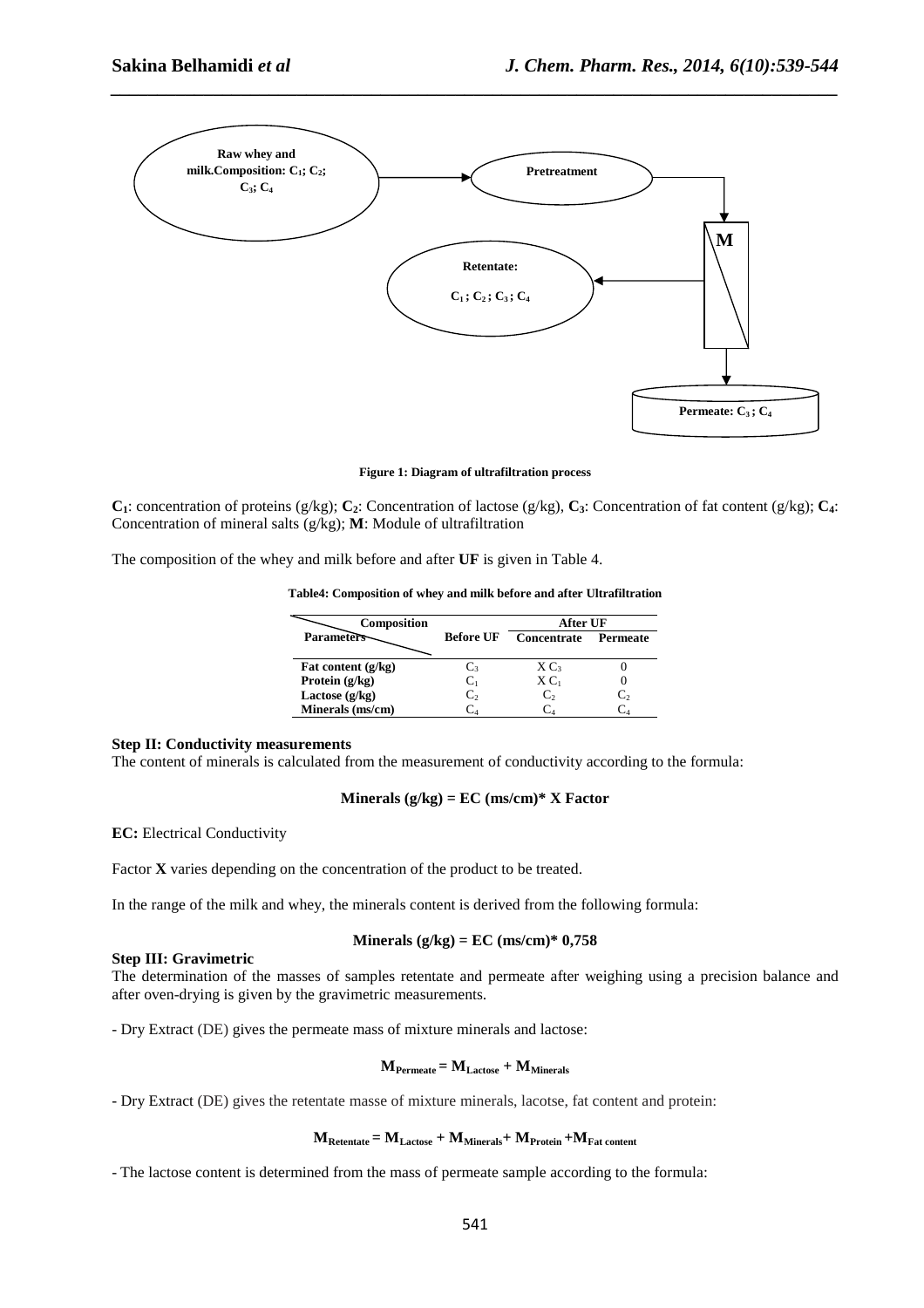Raw whey and milk.Composition: $C_1$; $C_2$; $C_3$; $C_4$ → Pretreatment → M → Retentate: $C_1$ ; $C_2$ ; $C_3$ ; $C_4$ ; Permeate: $C_3$ ; $C_4$

**Figure 1: Diagram of ultrafiltration process**

$C_1$: concentration of proteins (g/kg); $C_2$: Concentration of lactose (g/kg), $C_3$: Concentration of fat content (g/kg); $C_4$: Concentration of mineral salts (g/kg); **M**: Module of ultrafiltration

The composition of the whey and milk before and after **UF** is given in Table 4.

**Table4: Composition of whey and milk before and after Ultrafiltration**

| Composition / Parameters | Before UF | After UF | |
|---|---|---|---|
| | | Concentrate | Permeate |
| **Fat content (g/kg)** | $C_3$ | $X\ C_3$ | 0 |
| **Protein (g/kg)** | $C_1$ | $X\ C_1$ | 0 |
| **Lactose (g/kg)** | $C_2$ | $C_2$ | $C_2$ |
| **Minerals (ms/cm)** | $C_4$ | $C_4$ | $C_4$ |

**Step II: Conductivity measurements**

The content of minerals is calculated from the measurement of conductivity according to the formula:

$$\textbf{Minerals (g/kg) = EC (ms/cm)* X Factor}$$

**EC:** Electrical Conductivity

Factor **X** varies depending on the concentration of the product to be treated.

In the range of the milk and whey, the minerals content is derived from the following formula:

$$\textbf{Minerals (g/kg) = EC (ms/cm)* 0,758}$$

**Step III: Gravimetric**

The determination of the masses of samples retentate and permeate after weighing using a precision balance and after oven-drying is given by the gravimetric measurements.

- Dry Extract (DE) gives the permeate mass of mixture minerals and lactose:

$$M_{Permeate} = M_{Lactose} + M_{Minerals}$$

- Dry Extract (DE) gives the retentate masse of mixture minerals, lacotse, fat content and protein:

$$M_{Retentate} = M_{Lactose} + M_{Minerals} + M_{Protein} + M_{Fat\ content}$$

- The lactose content is determined from the mass of permeate sample according to the formula: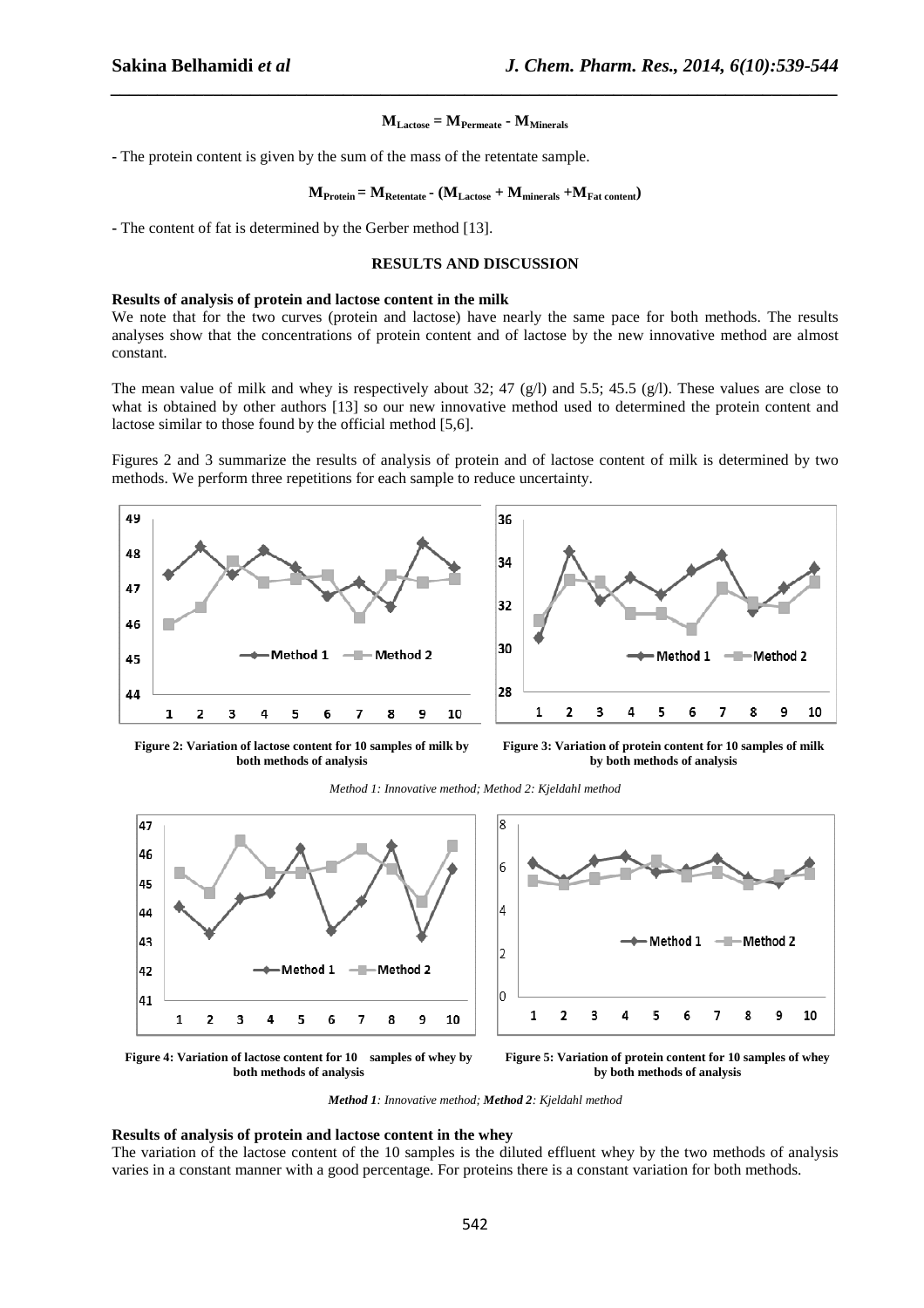$$M_{Lactose} = M_{Permeate} - M_{Minerals}$$

- The protein content is given by the sum of the mass of the retentate sample.

$$M_{Protein} = M_{Retentate} - (M_{Lactose} + M_{minerals} + M_{Fat\ content})$$

- The content of fat is determined by the Gerber method [13].

## RESULTS AND DISCUSSION

### Results of analysis of protein and lactose content in the milk

We note that for the two curves (protein and lactose) have nearly the same pace for both methods. The results analyses show that the concentrations of protein content and of lactose by the new innovative method are almost constant.

The mean value of milk and whey is respectively about 32; 47 (g/l) and 5.5; 45.5 (g/l). These values are close to what is obtained by other authors [13] so our new innovative method used to determined the protein content and lactose similar to those found by the official method [5,6].

Figures 2 and 3 summarize the results of analysis of protein and of lactose content of milk is determined by two methods. We perform three repetitions for each sample to reduce uncertainty.

**Figure 2: Variation of lactose content for 10 samples of milk by both methods of analysis**

**Figure 3: Variation of protein content for 10 samples of milk by both methods of analysis**

*Method 1: Innovative method; Method 2: Kjeldahl method*

**Figure 4: Variation of lactose content for 10 samples of whey by both methods of analysis**

**Figure 5: Variation of protein content for 10 samples of whey by both methods of analysis**

***Method 1**: Innovative method; **Method 2**: Kjeldahl method*

### Results of analysis of protein and lactose content in the whey

The variation of the lactose content of the 10 samples is the diluted effluent whey by the two methods of analysis varies in a constant manner with a good percentage. For proteins there is a constant variation for both methods.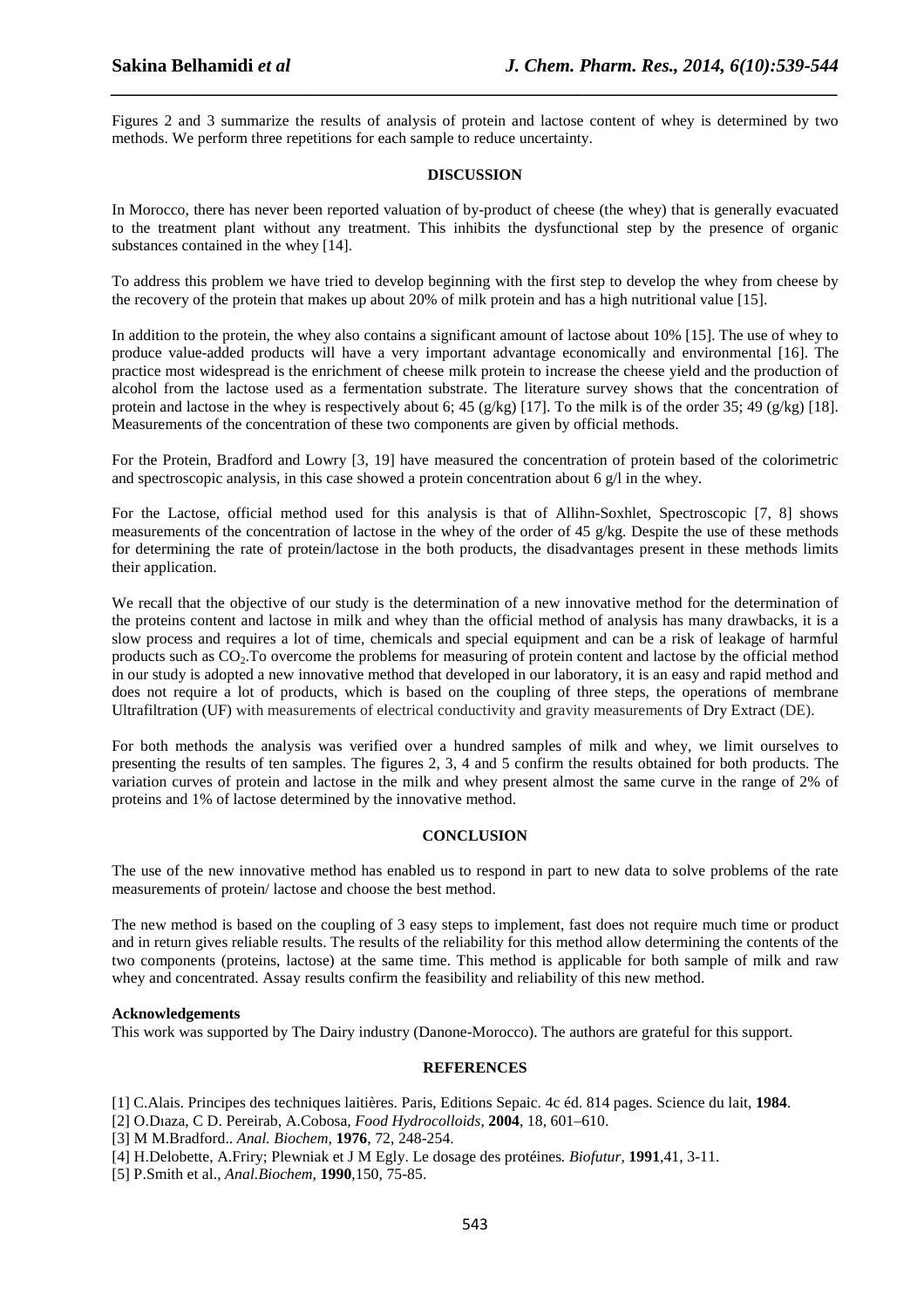Figures 2 and 3 summarize the results of analysis of protein and lactose content of whey is determined by two methods. We perform three repetitions for each sample to reduce uncertainty.

## DISCUSSION

In Morocco, there has never been reported valuation of by-product of cheese (the whey) that is generally evacuated to the treatment plant without any treatment. This inhibits the dysfunctional step by the presence of organic substances contained in the whey [14].

To address this problem we have tried to develop beginning with the first step to develop the whey from cheese by the recovery of the protein that makes up about 20% of milk protein and has a high nutritional value [15].

In addition to the protein, the whey also contains a significant amount of lactose about 10% [15]. The use of whey to produce value-added products will have a very important advantage economically and environmental [16]. The practice most widespread is the enrichment of cheese milk protein to increase the cheese yield and the production of alcohol from the lactose used as a fermentation substrate. The literature survey shows that the concentration of protein and lactose in the whey is respectively about 6; 45 (g/kg) [17]. To the milk is of the order 35; 49 (g/kg) [18]. Measurements of the concentration of these two components are given by official methods.

For the Protein, Bradford and Lowry [3, 19] have measured the concentration of protein based of the colorimetric and spectroscopic analysis, in this case showed a protein concentration about 6 g/l in the whey.

For the Lactose, official method used for this analysis is that of Allihn-Soxhlet, Spectroscopic [7, 8] shows measurements of the concentration of lactose in the whey of the order of 45 g/kg. Despite the use of these methods for determining the rate of protein/lactose in the both products, the disadvantages present in these methods limits their application.

We recall that the objective of our study is the determination of a new innovative method for the determination of the proteins content and lactose in milk and whey than the official method of analysis has many drawbacks, it is a slow process and requires a lot of time, chemicals and special equipment and can be a risk of leakage of harmful products such as $CO_2$.To overcome the problems for measuring of protein content and lactose by the official method in our study is adopted a new innovative method that developed in our laboratory, it is an easy and rapid method and does not require a lot of products, which is based on the coupling of three steps, the operations of membrane Ultrafiltration (UF) with measurements of electrical conductivity and gravity measurements of Dry Extract (DE).

For both methods the analysis was verified over a hundred samples of milk and whey, we limit ourselves to presenting the results of ten samples. The figures 2, 3, 4 and 5 confirm the results obtained for both products. The variation curves of protein and lactose in the milk and whey present almost the same curve in the range of 2% of proteins and 1% of lactose determined by the innovative method.

## CONCLUSION

The use of the new innovative method has enabled us to respond in part to new data to solve problems of the rate measurements of protein/ lactose and choose the best method.

The new method is based on the coupling of 3 easy steps to implement, fast does not require much time or product and in return gives reliable results. The results of the reliability for this method allow determining the contents of the two components (proteins, lactose) at the same time. This method is applicable for both sample of milk and raw whey and concentrated. Assay results confirm the feasibility and reliability of this new method.

**Acknowledgements**

This work was supported by The Dairy industry (Danone-Morocco). The authors are grateful for this support.

## REFERENCES

[1] C.Alais. Principes des techniques laitières. Paris, Editions Sepaic. 4c éd. 814 pages. Science du lait, **1984**.

[2] O.Dıaza, C D. Pereirab, A.Cobosa, *Food Hydrocolloids*, **2004**, 18, 601–610.

[3] M M.Bradford.. *Anal. Biochem*, **1976**, 72, 248-254.

[4] H.Delobette, A.Friry; Plewniak et J M Egly. Le dosage des protéines*. Biofutur*, **1991**,41, 3-11.

[5] P.Smith et al., *Anal.Biochem*, **1990**,150, 75-85.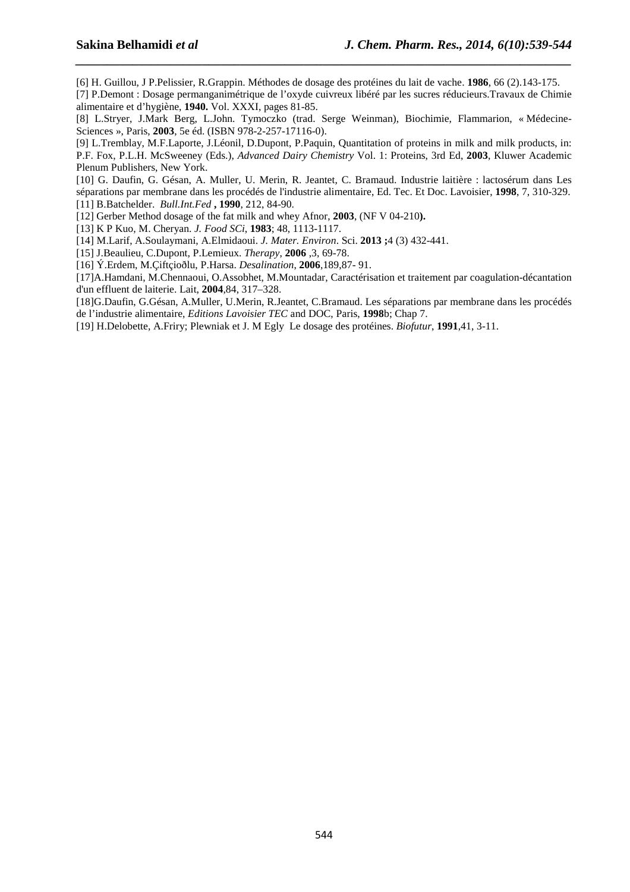[6] H. Guillou, J P.Pelissier, R.Grappin. Méthodes de dosage des protéines du lait de vache. **1986**, 66 (2).143-175.

[7] P.Demont : Dosage permanganimétrique de l'oxyde cuivreux libéré par les sucres réducieurs.Travaux de Chimie alimentaire et d'hygiène, **1940.** Vol. XXXI, pages 81-85.

[8] L.Stryer, J.Mark Berg, L.John. Tymoczko (trad. Serge Weinman), Biochimie, Flammarion, « Médecine-Sciences », Paris, **2003**, 5e éd. (ISBN 978-2-257-17116-0).

[9] L.Tremblay, M.F.Laporte, J.Léonil, D.Dupont, P.Paquin, Quantitation of proteins in milk and milk products, in: P.F. Fox, P.L.H. McSweeney (Eds.), *Advanced Dairy Chemistry* Vol. 1: Proteins, 3rd Ed, **2003**, Kluwer Academic Plenum Publishers, New York.

[10] G. Daufin, G. Gésan, A. Muller, U. Merin, R. Jeantet, C. Bramaud. Industrie laitière : lactosérum dans Les séparations par membrane dans les procédés de l'industrie alimentaire, Ed. Tec. Et Doc. Lavoisier, **1998**, 7, 310-329.

[11] B.Batchelder. *Bull.Int.Fed* **, 1990**, 212, 84-90.

[12] Gerber Method dosage of the fat milk and whey Afnor, **2003**, (NF V 04-210**).**

[13] K P Kuo, M. Cheryan. *J. Food SCi*, **1983**; 48, 1113-1117.

[14] M.Larif, A.Soulaymani, A.Elmidaoui. *J. Mater. Environ*. Sci. **2013 ;**4 (3) 432-441.

[15] J.Beaulieu, C.Dupont, P.Lemieux. *Therapy*, **2006** ,3, 69-78.

[16] Ý.Erdem, M.Çiftçioðlu, P.Harsa. *Desalination*, **2006**,189,87- 91.

[17]A.Hamdani, M.Chennaoui, O.Assobhet, M.Mountadar, Caractérisation et traitement par coagulation-décantation d'un effluent de laiterie. Lait, **2004**,84, 317–328.

[18]G.Daufin, G.Gésan, A.Muller, U.Merin, R.Jeantet, C.Bramaud. Les séparations par membrane dans les procédés de l'industrie alimentaire, *Editions Lavoisier TEC* and DOC, Paris, **1998**b; Chap 7.

[19] H.Delobette, A.Friry; Plewniak et J. M Egly Le dosage des protéines. *Biofutur*, **1991**,41, 3-11.